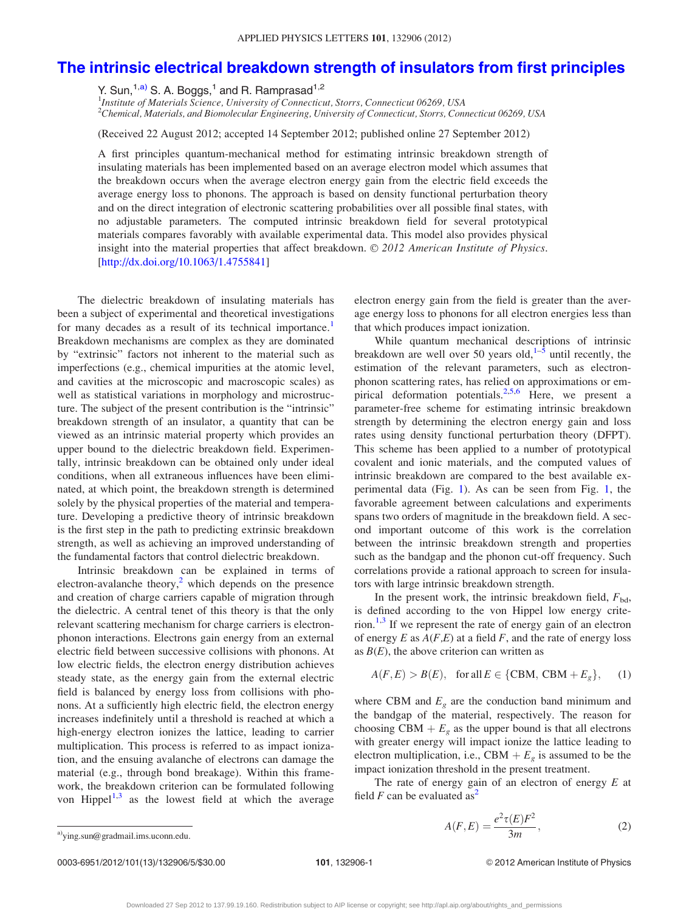# The intrinsic electrical breakdown strength of insulators from first principles

Y. Sun,[1,a)] S. A. Boggs,[1] and R. Ramprasad[1,2]

[1]*Institute of Materials Science, University of Connecticut, Storrs, Connecticut 06269, USA*
[2]*Chemical, Materials, and Biomolecular Engineering, University of Connecticut, Storrs, Connecticut 06269, USA*

(Received 22 August 2012; accepted 14 September 2012; published online 27 September 2012)

A first principles quantum-mechanical method for estimating intrinsic breakdown strength of insulating materials has been implemented based on an average electron model which assumes that the breakdown occurs when the average electron energy gain from the electric field exceeds the average energy loss to phonons. The approach is based on density functional perturbation theory and on the direct integration of electronic scattering probabilities over all possible final states, with no adjustable parameters. The computed intrinsic breakdown field for several prototypical materials compares favorably with available experimental data. This model also provides physical insight into the material properties that affect breakdown. © *2012 American Institute of Physics*. [http://dx.doi.org/10.1063/1.4755841]

The dielectric breakdown of insulating materials has been a subject of experimental and theoretical investigations for many decades as a result of its technical importance.[1] Breakdown mechanisms are complex as they are dominated by "extrinsic" factors not inherent to the material such as imperfections (e.g., chemical impurities at the atomic level, and cavities at the microscopic and macroscopic scales) as well as statistical variations in morphology and microstructure. The subject of the present contribution is the "intrinsic" breakdown strength of an insulator, a quantity that can be viewed as an intrinsic material property which provides an upper bound to the dielectric breakdown field. Experimentally, intrinsic breakdown can be obtained only under ideal conditions, when all extraneous influences have been eliminated, at which point, the breakdown strength is determined solely by the physical properties of the material and temperature. Developing a predictive theory of intrinsic breakdown is the first step in the path to predicting extrinsic breakdown strength, as well as achieving an improved understanding of the fundamental factors that control dielectric breakdown.

Intrinsic breakdown can be explained in terms of electron-avalanche theory,[2] which depends on the presence and creation of charge carriers capable of migration through the dielectric. A central tenet of this theory is that the only relevant scattering mechanism for charge carriers is electron-phonon interactions. Electrons gain energy from an external electric field between successive collisions with phonons. At low electric fields, the electron energy distribution achieves steady state, as the energy gain from the external electric field is balanced by energy loss from collisions with phonons. At a sufficiently high electric field, the electron energy increases indefinitely until a threshold is reached at which a high-energy electron ionizes the lattice, leading to carrier multiplication. This process is referred to as impact ionization, and the ensuing avalanche of electrons can damage the material (e.g., through bond breakage). Within this framework, the breakdown criterion can be formulated following von Hippel[1,3] as the lowest field at which the average electron energy gain from the field is greater than the average energy loss to phonons for all electron energies less than that which produces impact ionization.

While quantum mechanical descriptions of intrinsic breakdown are well over 50 years old,[1–5] until recently, the estimation of the relevant parameters, such as electron-phonon scattering rates, has relied on approximations or empirical deformation potentials.[2,5,6] Here, we present a parameter-free scheme for estimating intrinsic breakdown strength by determining the electron energy gain and loss rates using density functional perturbation theory (DFPT). This scheme has been applied to a number of prototypical covalent and ionic materials, and the computed values of intrinsic breakdown are compared to the best available experimental data (Fig. 1). As can be seen from Fig. 1, the favorable agreement between calculations and experiments spans two orders of magnitude in the breakdown field. A second important outcome of this work is the correlation between the intrinsic breakdown strength and properties such as the bandgap and the phonon cut-off frequency. Such correlations provide a rational approach to screen for insulators with large intrinsic breakdown strength.

In the present work, the intrinsic breakdown field, $F_{\mathrm{bd}}$, is defined according to the von Hippel low energy criterion.[1,3] If we represent the rate of energy gain of an electron of energy $E$ as $A(F,E)$ at a field $F$, and the rate of energy loss as $B(E)$, the above criterion can written as

$$A(F,E) > B(E), \quad \text{for all}\, E \in \{\mathrm{CBM},\, \mathrm{CBM} + E_g\}, \qquad (1)$$

where CBM and $E_g$ are the conduction band minimum and the bandgap of the material, respectively. The reason for choosing CBM + $E_g$ as the upper bound is that all electrons with greater energy will impact ionize the lattice leading to electron multiplication, i.e., CBM + $E_g$ is assumed to be the impact ionization threshold in the present treatment.

The rate of energy gain of an electron of energy $E$ at field $F$ can be evaluated as[2]

$$A(F,E) = \frac{e^2 \tau(E) F^2}{3m}, \qquad (2)$$

a) ying.sun@gradmail.ims.uconn.edu.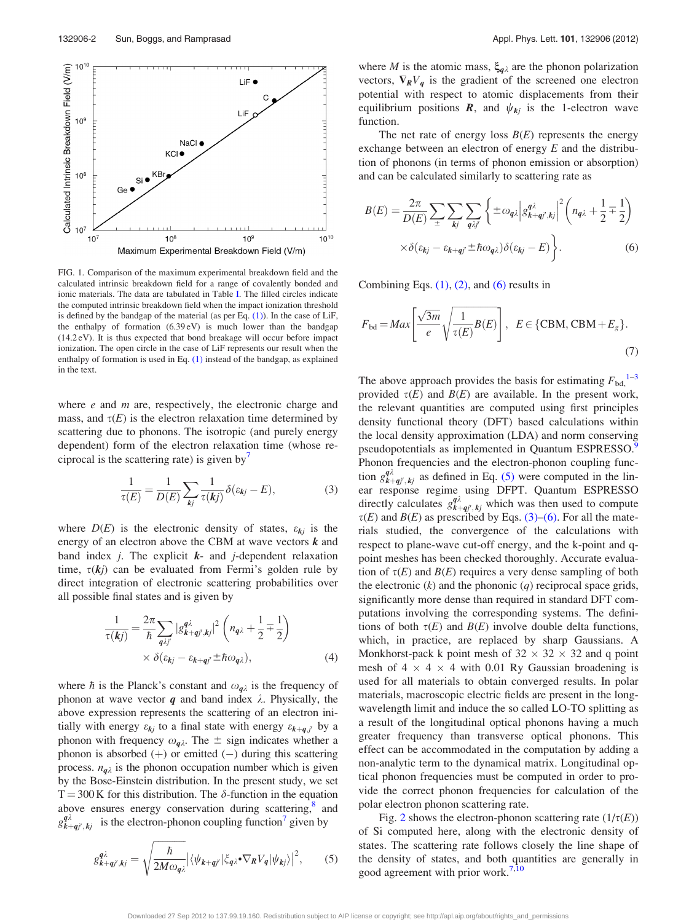FIG. 1. Comparison of the maximum experimental breakdown field and the calculated intrinsic breakdown field for a range of covalently bonded and ionic materials. The data are tabulated in Table I. The filled circles indicate the computed intrinsic breakdown field when the impact ionization threshold is defined by the bandgap of the material (as per Eq. (1)). In the case of LiF, the enthalpy of formation (6.39 eV) is much lower than the bandgap (14.2 eV). It is thus expected that bond breakage will occur before impact ionization. The open circle in the case of LiF represents our result when the enthalpy of formation is used in Eq. (1) instead of the bandgap, as explained in the text.

where $e$ and $m$ are, respectively, the electronic charge and mass, and $\tau(E)$ is the electron relaxation time determined by scattering due to phonons. The isotropic (and purely energy dependent) form of the electron relaxation time (whose reciprocal is the scattering rate) is given by[7]

$$\frac{1}{\tau(E)} = \frac{1}{D(E)} \sum_{kj} \frac{1}{\tau(\boldsymbol{k}j)} \delta(\varepsilon_{\boldsymbol{k}j} - E), \tag{3}$$

where $D(E)$ is the electronic density of states, $\varepsilon_{\boldsymbol{k}j}$ is the energy of an electron above the CBM at wave vectors $\boldsymbol{k}$ and band index $j$. The explicit $\boldsymbol{k}$- and $j$-dependent relaxation time, $\tau(\boldsymbol{k}j)$ can be evaluated from Fermi's golden rule by direct integration of electronic scattering probabilities over all possible final states and is given by

$$\frac{1}{\tau(\boldsymbol{k}j)} = \frac{2\pi}{\hbar} \sum_{q\lambda j'} |g^{q\lambda}_{\boldsymbol{k}+\boldsymbol{q}j',\boldsymbol{k}j}|^2 \left(n_{q\lambda} + \frac{1}{2} \mp \frac{1}{2}\right) \times \delta(\varepsilon_{\boldsymbol{k}j} - \varepsilon_{\boldsymbol{k}+\boldsymbol{q}j'} \pm \hbar\omega_{q\lambda}), \tag{4}$$

where $\hbar$ is the Planck's constant and $\omega_{q\lambda}$ is the frequency of phonon at wave vector $\boldsymbol{q}$ and band index $\lambda$. Physically, the above expression represents the scattering of an electron initially with energy $\varepsilon_{\boldsymbol{k}j}$ to a final state with energy $\varepsilon_{\boldsymbol{k}+\boldsymbol{q},j'}$ by a phonon with frequency $\omega_{q\lambda}$. The $\pm$ sign indicates whether a phonon is absorbed (+) or emitted (−) during this scattering process. $n_{q\lambda}$ is the phonon occupation number which is given by the Bose-Einstein distribution. In the present study, we set T = 300 K for this distribution. The $\delta$-function in the equation above ensures energy conservation during scattering,[8] and $g^{q\lambda}_{\boldsymbol{k}+\boldsymbol{q}j',\boldsymbol{k}j}$ is the electron-phonon coupling function[7] given by

$$g^{q\lambda}_{\boldsymbol{k}+\boldsymbol{q}j',\boldsymbol{k}j} = \sqrt{\frac{\hbar}{2M\omega_{q\lambda}}} \left|\langle \psi_{\boldsymbol{k}+\boldsymbol{q}j'} | \xi_{q\lambda} \cdot \nabla_{\boldsymbol{R}} V_{\boldsymbol{q}} | \psi_{\boldsymbol{k}j} \rangle\right|^2, \tag{5}$$

where $M$ is the atomic mass, $\xi_{q\lambda}$ are the phonon polarization vectors, $\nabla_{\boldsymbol{R}} V_{\boldsymbol{q}}$ is the gradient of the screened one electron potential with respect to atomic displacements from their equilibrium positions $\boldsymbol{R}$, and $\psi_{\boldsymbol{k}j}$ is the 1-electron wave function.

The net rate of energy loss $B(E)$ represents the energy exchange between an electron of energy $E$ and the distribution of phonons (in terms of phonon emission or absorption) and can be calculated similarly to scattering rate as

$$B(E) = \frac{2\pi}{D(E)} \sum_{\pm} \sum_{kj} \sum_{q\lambda j'} \left\{ \pm\omega_{q\lambda} \left| g^{q\lambda}_{\boldsymbol{k}+\boldsymbol{q}j',\boldsymbol{k}j} \right|^2 \left(n_{q\lambda} + \frac{1}{2} \mp \frac{1}{2}\right) \times \delta(\varepsilon_{\boldsymbol{k}j} - \varepsilon_{\boldsymbol{k}+\boldsymbol{q}j'} \pm \hbar\omega_{q\lambda}) \delta(\varepsilon_{\boldsymbol{k}j} - E) \right\}. \tag{6}$$

Combining Eqs. (1), (2), and (6) results in

$$F_{\rm bd} = Max\left[\frac{\sqrt{3m}}{e}\sqrt{\frac{1}{\tau(E)}B(E)}\right], \quad E \in \{\text{CBM}, \text{CBM} + E_g\}. \tag{7}$$

The above approach provides the basis for estimating $F_{\rm bd}$,[1–3] provided $\tau(E)$ and $B(E)$ are available. In the present work, the relevant quantities are computed using first principles density functional theory (DFT) based calculations within the local density approximation (LDA) and norm conserving pseudopotentials as implemented in Quantum ESPRESSO.[9] Phonon frequencies and the electron-phonon coupling function $g^{q\lambda}_{\boldsymbol{k}+\boldsymbol{q}j',\boldsymbol{k}j}$ as defined in Eq. (5) were computed in the linear response regime using DFPT. Quantum ESPRESSO directly calculates $g^{q\lambda}_{\boldsymbol{k}+\boldsymbol{q}j',\boldsymbol{k}j}$ which was then used to compute $\tau(E)$ and $B(E)$ as prescribed by Eqs. (3)–(6). For all the materials studied, the convergence of the calculations with respect to plane-wave cut-off energy, and the k-point and q-point meshes has been checked thoroughly. Accurate evaluation of $\tau(E)$ and $B(E)$ requires a very dense sampling of both the electronic ($k$) and the phononic ($q$) reciprocal space grids, significantly more dense than required in standard DFT computations involving the corresponding systems. The definitions of both $\tau(E)$ and $B(E)$ involve double delta functions, which, in practice, are replaced by sharp Gaussians. A Monkhorst-pack k point mesh of 32 × 32 × 32 and q point mesh of 4 × 4 × 4 with 0.01 Ry Gaussian broadening is used for all materials to obtain converged results. In polar materials, macroscopic electric fields are present in the long-wavelength limit and induce the so called LO-TO splitting as a result of the longitudinal optical phonons having a much greater frequency than transverse optical phonons. This effect can be accommodated in the computation by adding a non-analytic term to the dynamical matrix. Longitudinal optical phonon frequencies must be computed in order to provide the correct phonon frequencies for calculation of the polar electron phonon scattering rate.

Fig. 2 shows the electron-phonon scattering rate ($1/\tau(E)$) of Si computed here, along with the electronic density of states. The scattering rate follows closely the line shape of the density of states, and both quantities are generally in good agreement with prior work.[7,10]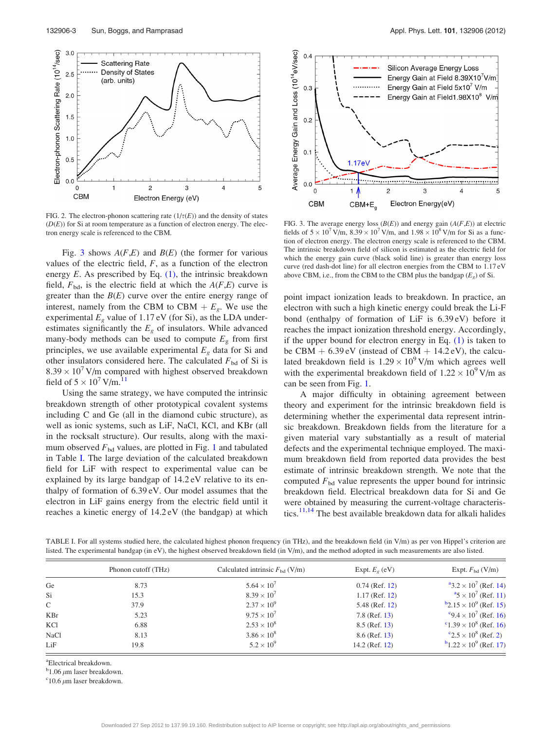FIG. 2. The electron-phonon scattering rate ($1/\tau(E)$) and the density of states ($D(E)$) for Si at room temperature as a function of electron energy. The electron energy scale is referenced to the CBM.

FIG. 3. The average energy loss ($B(E)$) and energy gain ($A(F,E)$) at electric fields of $5 \times 10^7$ V/m, $8.39 \times 10^7$ V/m, and $1.98 \times 10^8$ V/m for Si as a function of electron energy. The electron energy scale is referenced to the CBM. The intrinsic breakdown field of silicon is estimated as the electric field for which the energy gain curve (black solid line) is greater than energy loss curve (red dash-dot line) for all electron energies from the CBM to 1.17 eV above CBM, i.e., from the CBM to the CBM plus the bandgap ($E_g$) of Si.

Fig. 3 shows $A(F,E)$ and $B(E)$ (the former for various values of the electric field, $F$, as a function of the electron energy $E$. As prescribed by Eq. (1), the intrinsic breakdown field, $F_{bd}$, is the electric field at which the $A(F,E)$ curve is greater than the $B(E)$ curve over the entire energy range of interest, namely from the CBM to CBM + $E_g$. We use the experimental $E_g$ value of 1.17 eV (for Si), as the LDA underestimates significantly the $E_g$ of insulators. While advanced many-body methods can be used to compute $E_g$ from first principles, we use available experimental $E_g$ data for Si and other insulators considered here. The calculated $F_{bd}$ of Si is $8.39 \times 10^7$ V/m compared with highest observed breakdown field of $5 \times 10^7$ V/m.[11]

Using the same strategy, we have computed the intrinsic breakdown strength of other prototypical covalent systems including C and Ge (all in the diamond cubic structure), as well as ionic systems, such as LiF, NaCl, KCl, and KBr (all in the rocksalt structure). Our results, along with the maximum observed $F_{bd}$ values, are plotted in Fig. 1 and tabulated in Table I. The large deviation of the calculated breakdown field for LiF with respect to experimental value can be explained by its large bandgap of 14.2 eV relative to its enthalpy of formation of 6.39 eV. Our model assumes that the electron in LiF gains energy from the electric field until it reaches a kinetic energy of 14.2 eV (the bandgap) at which point impact ionization leads to breakdown. In practice, an electron with such a high kinetic energy could break the Li-F bond (enthalpy of formation of LiF is 6.39 eV) before it reaches the impact ionization threshold energy. Accordingly, if the upper bound for electron energy in Eq. (1) is taken to be CBM + 6.39 eV (instead of CBM + 14.2 eV), the calculated breakdown field is $1.29 \times 10^9$ V/m which agrees well with the experimental breakdown field of $1.22 \times 10^9$ V/m as can be seen from Fig. 1.

A major difficulty in obtaining agreement between theory and experiment for the intrinsic breakdown field is determining whether the experimental data represent intrinsic breakdown. Breakdown fields from the literature for a given material vary substantially as a result of material defects and the experimental technique employed. The maximum breakdown field from reported data provides the best estimate of intrinsic breakdown strength. We note that the computed $F_{bd}$ value represents the upper bound for intrinsic breakdown field. Electrical breakdown data for Si and Ge were obtained by measuring the current-voltage characteristics.[11,14] The best available breakdown data for alkali halides

TABLE I. For all systems studied here, the calculated highest phonon frequency (in THz), and the breakdown field (in V/m) as per von Hippel's criterion are listed. The experimental bandgap (in eV), the highest observed breakdown field (in V/m), and the method adopted in such measurements are also listed.

| | Phonon cutoff (THz) | Calculated intrinsic $F_{bd}$ (V/m) | Expt. $E_g$ (eV) | Expt. $F_{bd}$ (V/m) |
|---|---|---|---|---|
| Ge | 8.73 | $5.64 \times 10^7$ | 0.74 (Ref. 12) | [a]$3.2 \times 10^7$ (Ref. 14) |
| Si | 15.3 | $8.39 \times 10^7$ | 1.17 (Ref. 12) | [a]$5 \times 10^7$ (Ref. 11) |
| C | 37.9 | $2.37 \times 10^9$ | 5.48 (Ref. 12) | [b]$2.15 \times 10^9$ (Ref. 15) |
| KBr | 5.23 | $9.75 \times 10^7$ | 7.8 (Ref. 13) | [c]$9.4 \times 10^7$ (Ref. 16) |
| KCl | 6.88 | $2.53 \times 10^8$ | 8.5 (Ref. 13) | [c]$1.39 \times 10^8$ (Ref. 16) |
| NaCl | 8.13 | $3.86 \times 10^8$ | 8.6 (Ref. 13) | [c]$2.5 \times 10^8$ (Ref. 2) |
| LiF | 19.8 | $5.2 \times 10^9$ | 14.2 (Ref. 12) | [b]$1.22 \times 10^9$ (Ref. 17) |

[a]Electrical breakdown.
[b]1.06 $\mu$m laser breakdown.
[c]10.6 $\mu$m laser breakdown.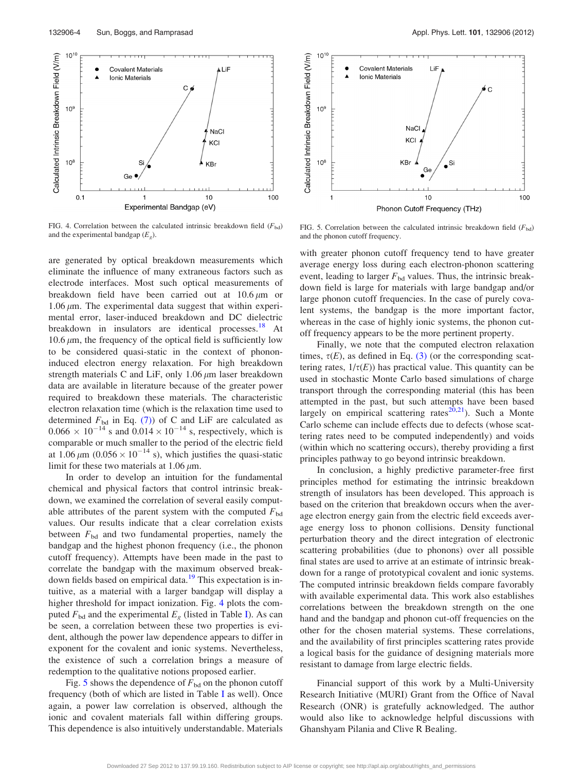FIG. 4. Correlation between the calculated intrinsic breakdown field ($F_{bd}$) and the experimental bandgap ($E_g$).

FIG. 5. Correlation between the calculated intrinsic breakdown field ($F_{bd}$) and the phonon cutoff frequency.

are generated by optical breakdown measurements which eliminate the influence of many extraneous factors such as electrode interfaces. Most such optical measurements of breakdown field have been carried out at $10.6\,\mu$m or $1.06\,\mu$m. The experimental data suggest that within experimental error, laser-induced breakdown and DC dielectric breakdown in insulators are identical processes.[18] At $10.6\,\mu$m, the frequency of the optical field is sufficiently low to be considered quasi-static in the context of phonon-induced electron energy relaxation. For high breakdown strength materials C and LiF, only $1.06\,\mu$m laser breakdown data are available in literature because of the greater power required to breakdown these materials. The characteristic electron relaxation time (which is the relaxation time used to determined $F_{bd}$ in Eq. (7)) of C and LiF are calculated as $0.066 \times 10^{-14}$ s and $0.014 \times 10^{-14}$ s, respectively, which is comparable or much smaller to the period of the electric field at $1.06\,\mu$m ($0.056 \times 10^{-14}$ s), which justifies the quasi-static limit for these two materials at $1.06\,\mu$m.

In order to develop an intuition for the fundamental chemical and physical factors that control intrinsic breakdown, we examined the correlation of several easily computable attributes of the parent system with the computed $F_{bd}$ values. Our results indicate that a clear correlation exists between $F_{bd}$ and two fundamental properties, namely the bandgap and the highest phonon frequency (i.e., the phonon cutoff frequency). Attempts have been made in the past to correlate the bandgap with the maximum observed breakdown fields based on empirical data.[19] This expectation is intuitive, as a material with a larger bandgap will display a higher threshold for impact ionization. Fig. 4 plots the computed $F_{bd}$ and the experimental $E_g$ (listed in Table I). As can be seen, a correlation between these two properties is evident, although the power law dependence appears to differ in exponent for the covalent and ionic systems. Nevertheless, the existence of such a correlation brings a measure of redemption to the qualitative notions proposed earlier.

Fig. 5 shows the dependence of $F_{bd}$ on the phonon cutoff frequency (both of which are listed in Table I as well). Once again, a power law correlation is observed, although the ionic and covalent materials fall within differing groups. This dependence is also intuitively understandable. Materials with greater phonon cutoff frequency tend to have greater average energy loss during each electron-phonon scattering event, leading to larger $F_{bd}$ values. Thus, the intrinsic breakdown field is large for materials with large bandgap and/or large phonon cutoff frequencies. In the case of purely covalent systems, the bandgap is the more important factor, whereas in the case of highly ionic systems, the phonon cutoff frequency appears to be the more pertinent property.

Finally, we note that the computed electron relaxation times, $\tau(E)$, as defined in Eq. (3) (or the corresponding scattering rates, $1/\tau(E)$) has practical value. This quantity can be used in stochastic Monte Carlo based simulations of charge transport through the corresponding material (this has been attempted in the past, but such attempts have been based largely on empirical scattering rates[20,21]). Such a Monte Carlo scheme can include effects due to defects (whose scattering rates need to be computed independently) and voids (within which no scattering occurs), thereby providing a first principles pathway to go beyond intrinsic breakdown.

In conclusion, a highly predictive parameter-free first principles method for estimating the intrinsic breakdown strength of insulators has been developed. This approach is based on the criterion that breakdown occurs when the average electron energy gain from the electric field exceeds average energy loss to phonon collisions. Density functional perturbation theory and the direct integration of electronic scattering probabilities (due to phonons) over all possible final states are used to arrive at an estimate of intrinsic breakdown for a range of prototypical covalent and ionic systems. The computed intrinsic breakdown fields compare favorably with available experimental data. This work also establishes correlations between the breakdown strength on the one hand and the bandgap and phonon cut-off frequencies on the other for the chosen material systems. These correlations, and the availability of first principles scattering rates provide a logical basis for the guidance of designing materials more resistant to damage from large electric fields.

Financial support of this work by a Multi-University Research Initiative (MURI) Grant from the Office of Naval Research (ONR) is gratefully acknowledged. The author would also like to acknowledge helpful discussions with Ghanshyam Pilania and Clive R Bealing.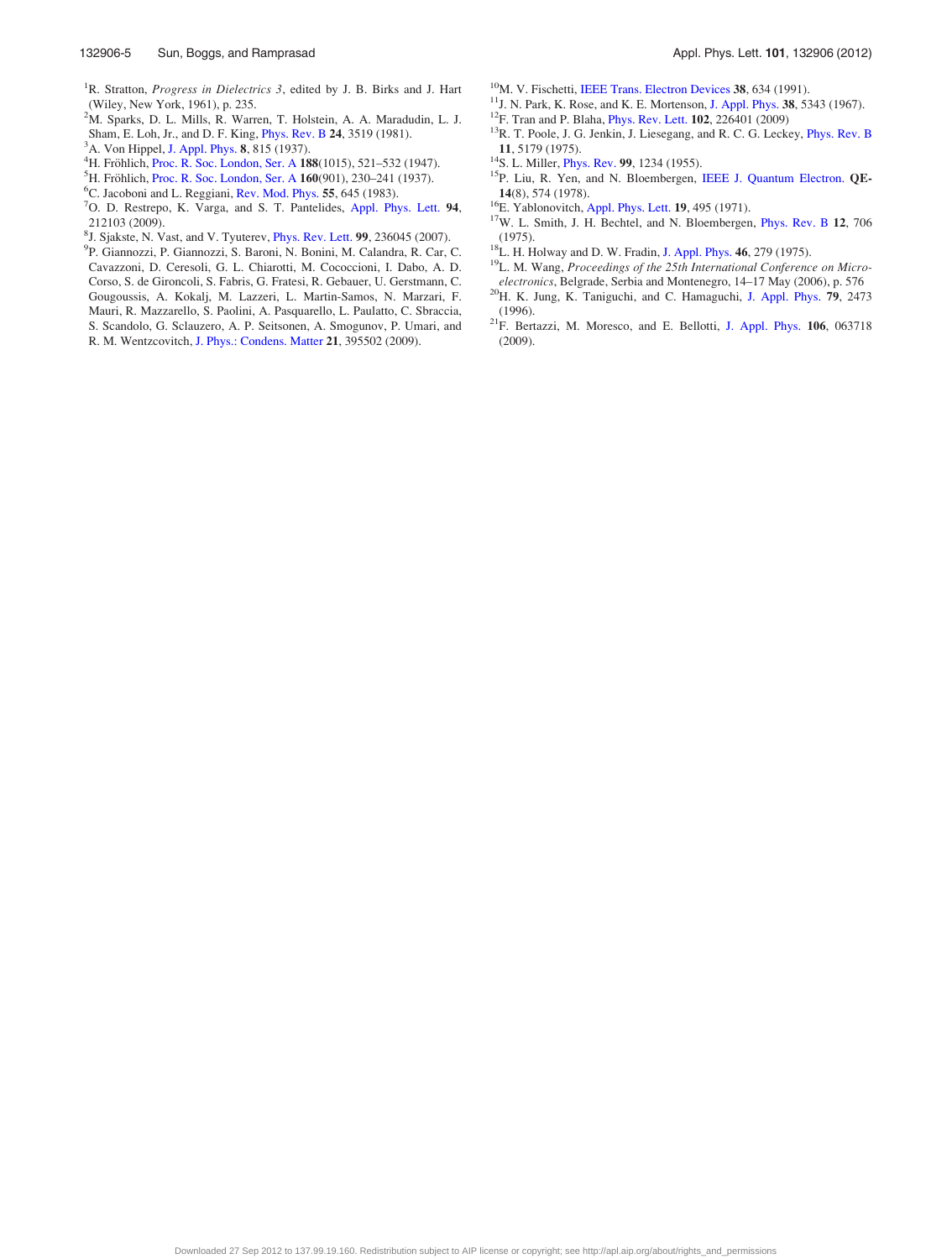[1] R. Stratton, *Progress in Dielectrics 3*, edited by J. B. Birks and J. Hart (Wiley, New York, 1961), p. 235.

[2] M. Sparks, D. L. Mills, R. Warren, T. Holstein, A. A. Maradudin, L. J. Sham, E. Loh, Jr., and D. F. King, Phys. Rev. B **24**, 3519 (1981).

[3] A. Von Hippel, J. Appl. Phys. **8**, 815 (1937).

[4] H. Fröhlich, Proc. R. Soc. London, Ser. A **188**(1015), 521–532 (1947).

[5] H. Fröhlich, Proc. R. Soc. London, Ser. A **160**(901), 230–241 (1937).

[6] C. Jacoboni and L. Reggiani, Rev. Mod. Phys. **55**, 645 (1983).

[7] O. D. Restrepo, K. Varga, and S. T. Pantelides, Appl. Phys. Lett. **94**, 212103 (2009).

[8] J. Sjakste, N. Vast, and V. Tyuterev, Phys. Rev. Lett. **99**, 236045 (2007).

[9] P. Giannozzi, P. Giannozzi, S. Baroni, N. Bonini, M. Calandra, R. Car, C. Cavazzoni, D. Ceresoli, G. L. Chiarotti, M. Cococcioni, I. Dabo, A. D. Corso, S. de Gironcoli, S. Fabris, G. Fratesi, R. Gebauer, U. Gerstmann, C. Gougoussis, A. Kokalj, M. Lazzeri, L. Martin-Samos, N. Marzari, F. Mauri, R. Mazzarello, S. Paolini, A. Pasquarello, L. Paulatto, C. Sbraccia, S. Scandolo, G. Sclauzero, A. P. Seitsonen, A. Smogunov, P. Umari, and R. M. Wentzcovitch, J. Phys.: Condens. Matter **21**, 395502 (2009).

[10] M. V. Fischetti, IEEE Trans. Electron Devices **38**, 634 (1991).

[11] J. N. Park, K. Rose, and K. E. Mortenson, J. Appl. Phys. **38**, 5343 (1967).

[12] F. Tran and P. Blaha, Phys. Rev. Lett. **102**, 226401 (2009)

[13] R. T. Poole, J. G. Jenkin, J. Liesegang, and R. C. G. Leckey, Phys. Rev. B **11**, 5179 (1975).

[14] S. L. Miller, Phys. Rev. **99**, 1234 (1955).

[15] P. Liu, R. Yen, and N. Bloembergen, IEEE J. Quantum Electron. **QE-14**(8), 574 (1978).

[16] E. Yablonovitch, Appl. Phys. Lett. **19**, 495 (1971).

[17] W. L. Smith, J. H. Bechtel, and N. Bloembergen, Phys. Rev. B **12**, 706 (1975).

[18] L. H. Holway and D. W. Fradin, J. Appl. Phys. **46**, 279 (1975).

[19] L. M. Wang, *Proceedings of the 25th International Conference on Microelectronics*, Belgrade, Serbia and Montenegro, 14–17 May (2006), p. 576

[20] H. K. Jung, K. Taniguchi, and C. Hamaguchi, J. Appl. Phys. **79**, 2473 (1996).

[21] F. Bertazzi, M. Moresco, and E. Bellotti, J. Appl. Phys. **106**, 063718 (2009).